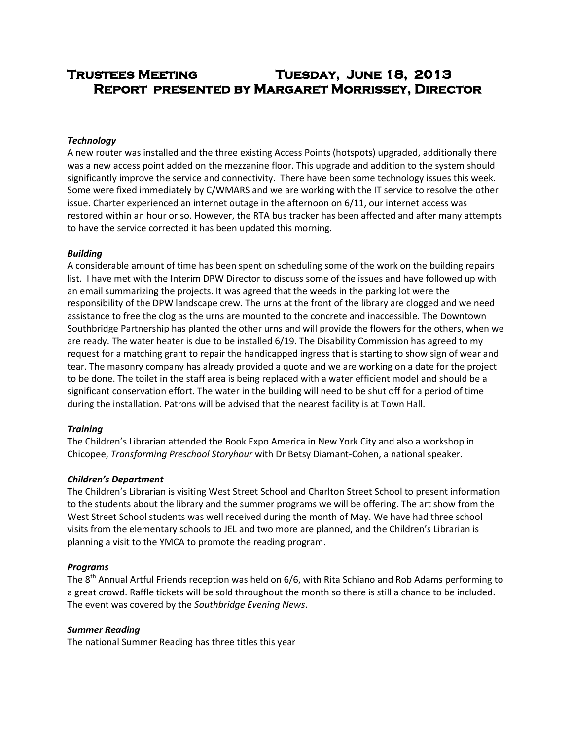# Trustees Meeting Tuesday, June 18, 2013
# Report presented by Margaret Morrissey, Director

***Technology***

A new router was installed and the three existing Access Points (hotspots) upgraded, additionally there was a new access point added on the mezzanine floor. This upgrade and addition to the system should significantly improve the service and connectivity. There have been some technology issues this week. Some were fixed immediately by C/WMARS and we are working with the IT service to resolve the other issue. Charter experienced an internet outage in the afternoon on 6/11, our internet access was restored within an hour or so. However, the RTA bus tracker has been affected and after many attempts to have the service corrected it has been updated this morning.

***Building***

A considerable amount of time has been spent on scheduling some of the work on the building repairs list. I have met with the Interim DPW Director to discuss some of the issues and have followed up with an email summarizing the projects. It was agreed that the weeds in the parking lot were the responsibility of the DPW landscape crew. The urns at the front of the library are clogged and we need assistance to free the clog as the urns are mounted to the concrete and inaccessible. The Downtown Southbridge Partnership has planted the other urns and will provide the flowers for the others, when we are ready. The water heater is due to be installed 6/19. The Disability Commission has agreed to my request for a matching grant to repair the handicapped ingress that is starting to show sign of wear and tear. The masonry company has already provided a quote and we are working on a date for the project to be done. The toilet in the staff area is being replaced with a water efficient model and should be a significant conservation effort. The water in the building will need to be shut off for a period of time during the installation. Patrons will be advised that the nearest facility is at Town Hall.

***Training***

The Children's Librarian attended the Book Expo America in New York City and also a workshop in Chicopee, *Transforming Preschool Storyhour* with Dr Betsy Diamant-Cohen, a national speaker.

***Children's Department***

The Children's Librarian is visiting West Street School and Charlton Street School to present information to the students about the library and the summer programs we will be offering. The art show from the West Street School students was well received during the month of May. We have had three school visits from the elementary schools to JEL and two more are planned, and the Children's Librarian is planning a visit to the YMCA to promote the reading program.

***Programs***

The 8th Annual Artful Friends reception was held on 6/6, with Rita Schiano and Rob Adams performing to a great crowd. Raffle tickets will be sold throughout the month so there is still a chance to be included. The event was covered by the *Southbridge Evening News*.

***Summer Reading***

The national Summer Reading has three titles this year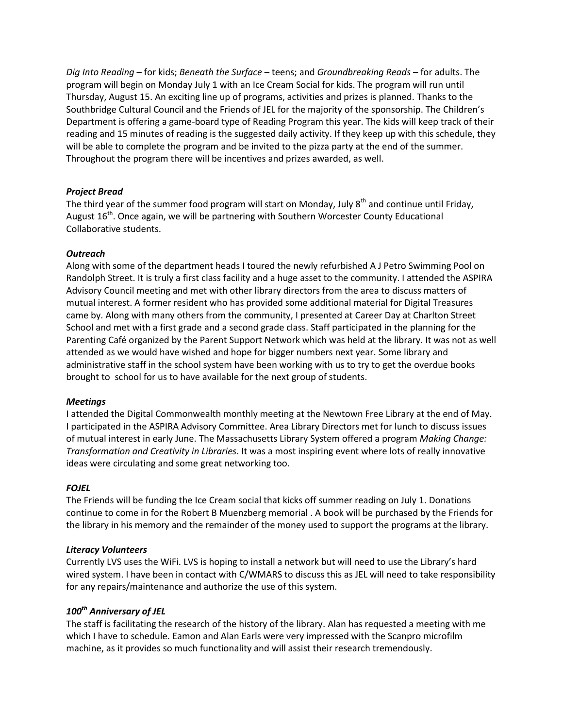*Dig Into Reading* – for kids; *Beneath the Surface* – teens; and *Groundbreaking Reads* – for adults. The program will begin on Monday July 1 with an Ice Cream Social for kids. The program will run until Thursday, August 15. An exciting line up of programs, activities and prizes is planned. Thanks to the Southbridge Cultural Council and the Friends of JEL for the majority of the sponsorship. The Children's Department is offering a game-board type of Reading Program this year. The kids will keep track of their reading and 15 minutes of reading is the suggested daily activity. If they keep up with this schedule, they will be able to complete the program and be invited to the pizza party at the end of the summer. Throughout the program there will be incentives and prizes awarded, as well.

***Project Bread***

The third year of the summer food program will start on Monday, July 8th and continue until Friday, August 16th. Once again, we will be partnering with Southern Worcester County Educational Collaborative students.

***Outreach***

Along with some of the department heads I toured the newly refurbished A J Petro Swimming Pool on Randolph Street. It is truly a first class facility and a huge asset to the community. I attended the ASPIRA Advisory Council meeting and met with other library directors from the area to discuss matters of mutual interest. A former resident who has provided some additional material for Digital Treasures came by. Along with many others from the community, I presented at Career Day at Charlton Street School and met with a first grade and a second grade class. Staff participated in the planning for the Parenting Café organized by the Parent Support Network which was held at the library. It was not as well attended as we would have wished and hope for bigger numbers next year. Some library and administrative staff in the school system have been working with us to try to get the overdue books brought to school for us to have available for the next group of students.

***Meetings***

I attended the Digital Commonwealth monthly meeting at the Newtown Free Library at the end of May. I participated in the ASPIRA Advisory Committee. Area Library Directors met for lunch to discuss issues of mutual interest in early June. The Massachusetts Library System offered a program *Making Change: Transformation and Creativity in Libraries*. It was a most inspiring event where lots of really innovative ideas were circulating and some great networking too.

***FOJEL***

The Friends will be funding the Ice Cream social that kicks off summer reading on July 1. Donations continue to come in for the Robert B Muenzberg memorial . A book will be purchased by the Friends for the library in his memory and the remainder of the money used to support the programs at the library.

***Literacy Volunteers***

Currently LVS uses the WiFi. LVS is hoping to install a network but will need to use the Library's hard wired system. I have been in contact with C/WMARS to discuss this as JEL will need to take responsibility for any repairs/maintenance and authorize the use of this system.

***100th Anniversary of JEL***

The staff is facilitating the research of the history of the library. Alan has requested a meeting with me which I have to schedule. Eamon and Alan Earls were very impressed with the Scanpro microfilm machine, as it provides so much functionality and will assist their research tremendously.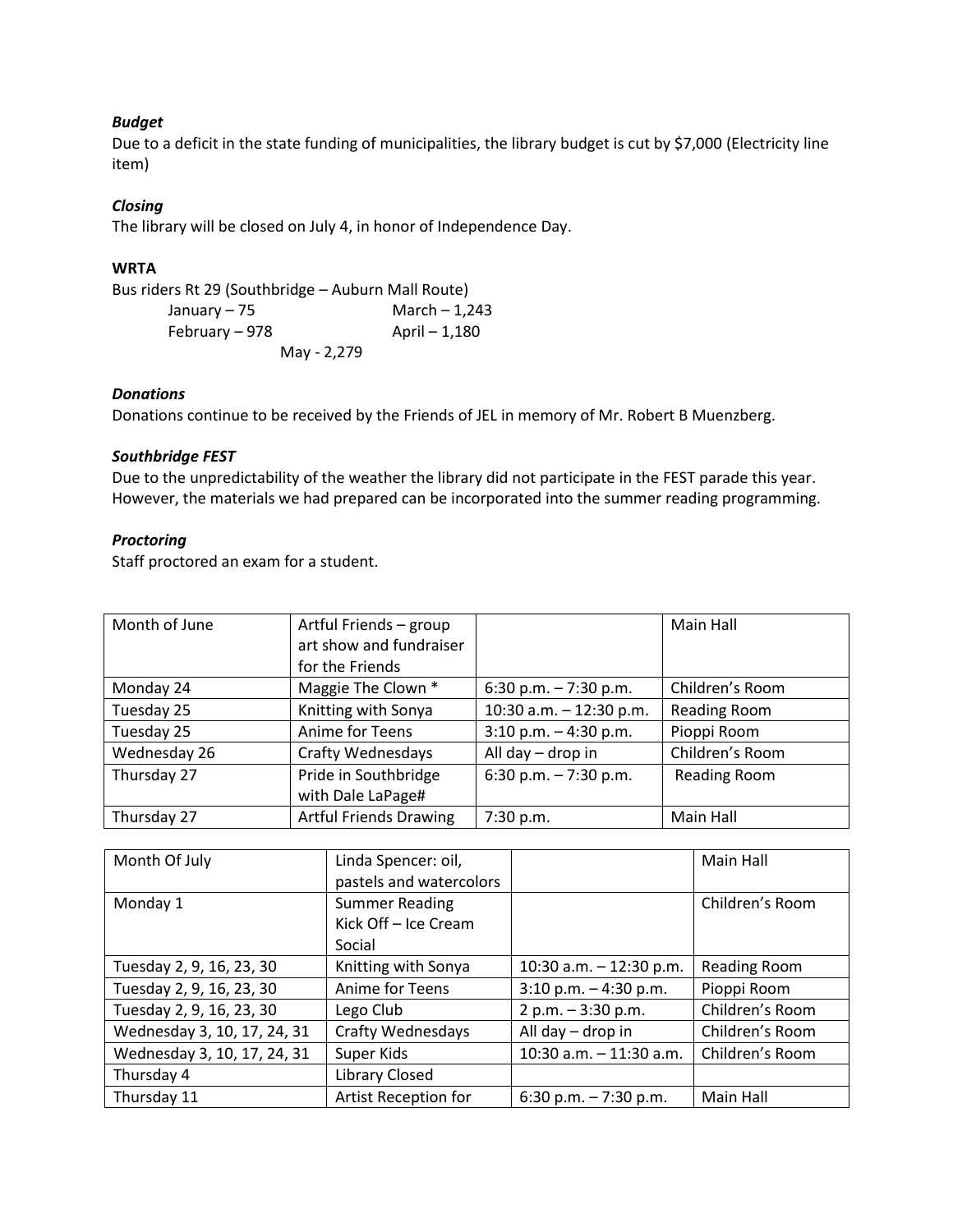***Budget***

Due to a deficit in the state funding of municipalities, the library budget is cut by $7,000 (Electricity line item)

***Closing***

The library will be closed on July 4, in honor of Independence Day.

**WRTA**

Bus riders Rt 29 (Southbridge – Auburn Mall Route)

January – 75 March – 1,243
February – 978 April – 1,180
May - 2,279

***Donations***

Donations continue to be received by the Friends of JEL in memory of Mr. Robert B Muenzberg.

***Southbridge FEST***

Due to the unpredictability of the weather the library did not participate in the FEST parade this year. However, the materials we had prepared can be incorporated into the summer reading programming.

***Proctoring***

Staff proctored an exam for a student.

| Month of June | Artful Friends – group art show and fundraiser for the Friends | | Main Hall |
|---|---|---|---|
| Monday 24 | Maggie The Clown * | 6:30 p.m. – 7:30 p.m. | Children's Room |
| Tuesday 25 | Knitting with Sonya | 10:30 a.m. – 12:30 p.m. | Reading Room |
| Tuesday 25 | Anime for Teens | 3:10 p.m. – 4:30 p.m. | Pioppi Room |
| Wednesday 26 | Crafty Wednesdays | All day – drop in | Children's Room |
| Thursday 27 | Pride in Southbridge with Dale LaPage# | 6:30 p.m. – 7:30 p.m. | Reading Room |
| Thursday 27 | Artful Friends Drawing | 7:30 p.m. | Main Hall |

| Month Of July | Linda Spencer: oil, pastels and watercolors | | Main Hall |
|---|---|---|---|
| Monday 1 | Summer Reading Kick Off – Ice Cream Social | | Children's Room |
| Tuesday 2, 9, 16, 23, 30 | Knitting with Sonya | 10:30 a.m. – 12:30 p.m. | Reading Room |
| Tuesday 2, 9, 16, 23, 30 | Anime for Teens | 3:10 p.m. – 4:30 p.m. | Pioppi Room |
| Tuesday 2, 9, 16, 23, 30 | Lego Club | 2 p.m. – 3:30 p.m. | Children's Room |
| Wednesday 3, 10, 17, 24, 31 | Crafty Wednesdays | All day – drop in | Children's Room |
| Wednesday 3, 10, 17, 24, 31 | Super Kids | 10:30 a.m. – 11:30 a.m. | Children's Room |
| Thursday 4 | Library Closed | | |
| Thursday 11 | Artist Reception for | 6:30 p.m. – 7:30 p.m. | Main Hall |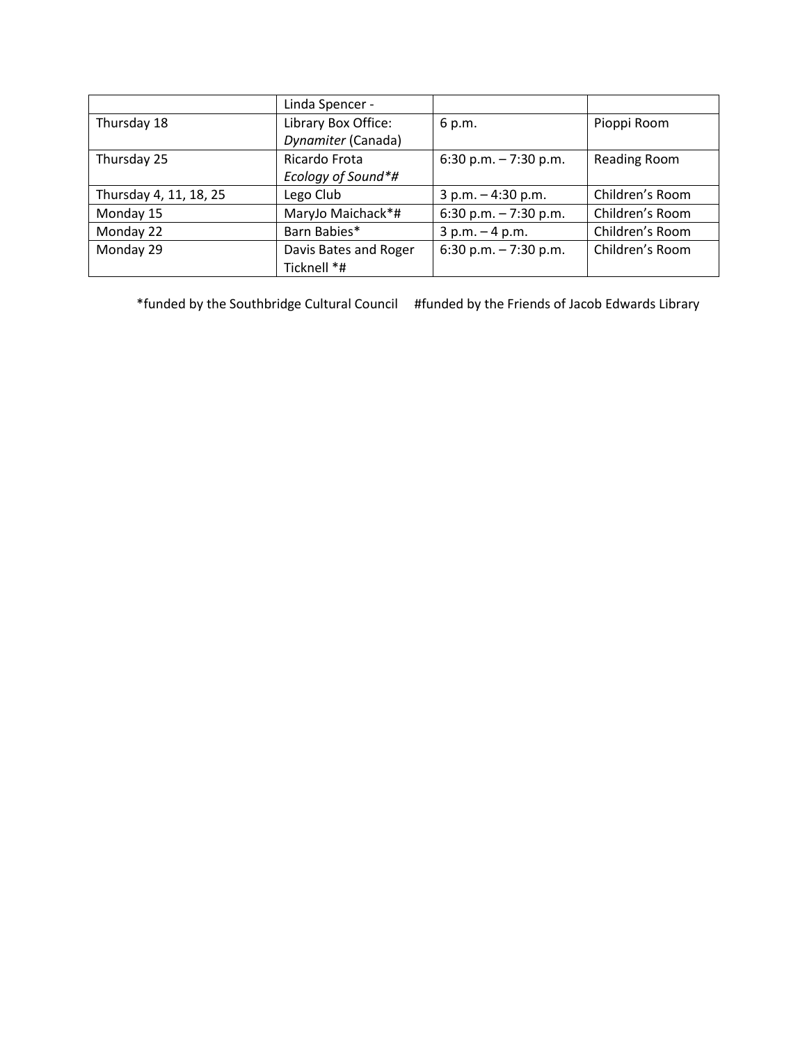| | | | |
|---|---|---|---|
| | Linda Spencer - | | |
| Thursday 18 | Library Box Office: *Dynamiter* (Canada) | 6 p.m. | Pioppi Room |
| Thursday 25 | Ricardo Frota *Ecology of Sound*\*# | 6:30 p.m. – 7:30 p.m. | Reading Room |
| Thursday 4, 11, 18, 25 | Lego Club | 3 p.m. – 4:30 p.m. | Children's Room |
| Monday 15 | MaryJo Maichack*# | 6:30 p.m. – 7:30 p.m. | Children's Room |
| Monday 22 | Barn Babies* | 3 p.m. – 4 p.m. | Children's Room |
| Monday 29 | Davis Bates and Roger Ticknell *# | 6:30 p.m. – 7:30 p.m. | Children's Room |

*funded by the Southbridge Cultural Council #funded by the Friends of Jacob Edwards Library